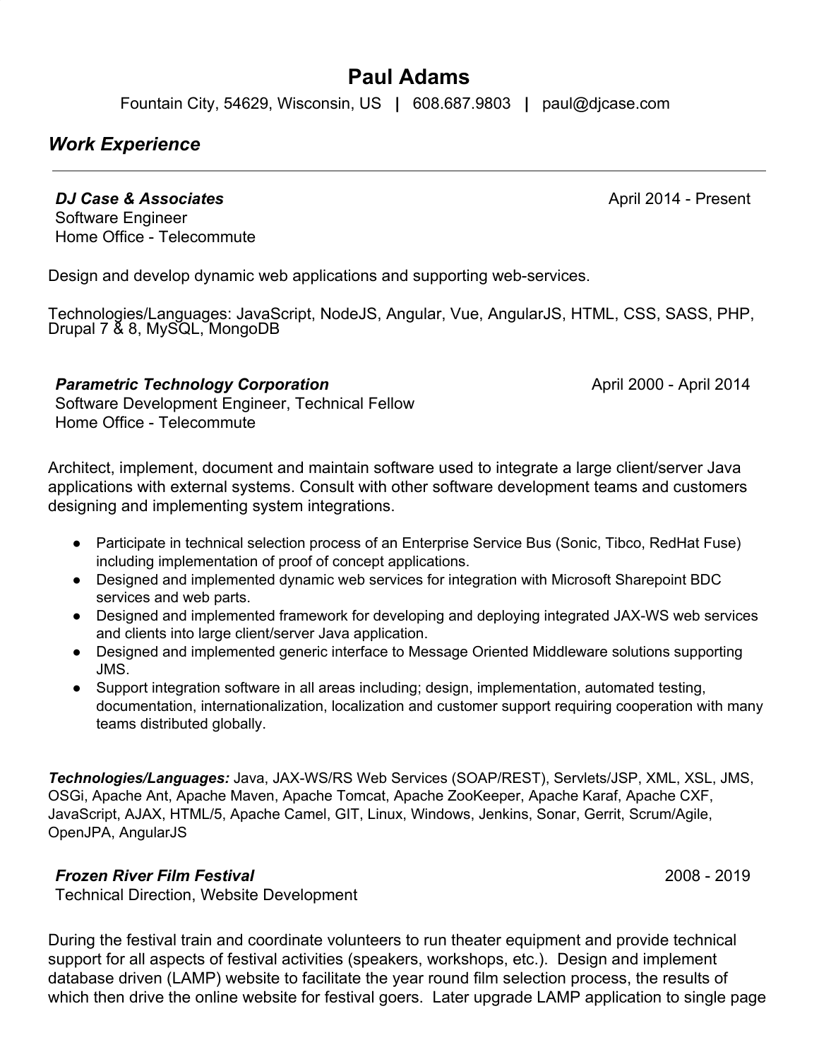# Paul Adams

Fountain City, 54629, Wisconsin, US | 608.687.9803 | paul@djcase.com

## *Work Experience*

---

***DJ Case & Associates*** April 2014 - Present
Software Engineer
Home Office - Telecommute

Design and develop dynamic web applications and supporting web-services.

Technologies/Languages: JavaScript, NodeJS, Angular, Vue, AngularJS, HTML, CSS, SASS, PHP, Drupal 7 & 8, MySQL, MongoDB

***Parametric Technology Corporation*** April 2000 - April 2014
Software Development Engineer, Technical Fellow
Home Office - Telecommute

Architect, implement, document and maintain software used to integrate a large client/server Java applications with external systems. Consult with other software development teams and customers designing and implementing system integrations.

- Participate in technical selection process of an Enterprise Service Bus (Sonic, Tibco, RedHat Fuse) including implementation of proof of concept applications.
- Designed and implemented dynamic web services for integration with Microsoft Sharepoint BDC services and web parts.
- Designed and implemented framework for developing and deploying integrated JAX-WS web services and clients into large client/server Java application.
- Designed and implemented generic interface to Message Oriented Middleware solutions supporting JMS.
- Support integration software in all areas including; design, implementation, automated testing, documentation, internationalization, localization and customer support requiring cooperation with many teams distributed globally.

***Technologies/Languages:*** Java, JAX-WS/RS Web Services (SOAP/REST), Servlets/JSP, XML, XSL, JMS, OSGi, Apache Ant, Apache Maven, Apache Tomcat, Apache ZooKeeper, Apache Karaf, Apache CXF, JavaScript, AJAX, HTML/5, Apache Camel, GIT, Linux, Windows, Jenkins, Sonar, Gerrit, Scrum/Agile, OpenJPA, AngularJS

***Frozen River Film Festival*** 2008 - 2019
Technical Direction, Website Development

During the festival train and coordinate volunteers to run theater equipment and provide technical support for all aspects of festival activities (speakers, workshops, etc.). Design and implement database driven (LAMP) website to facilitate the year round film selection process, the results of which then drive the online website for festival goers. Later upgrade LAMP application to single page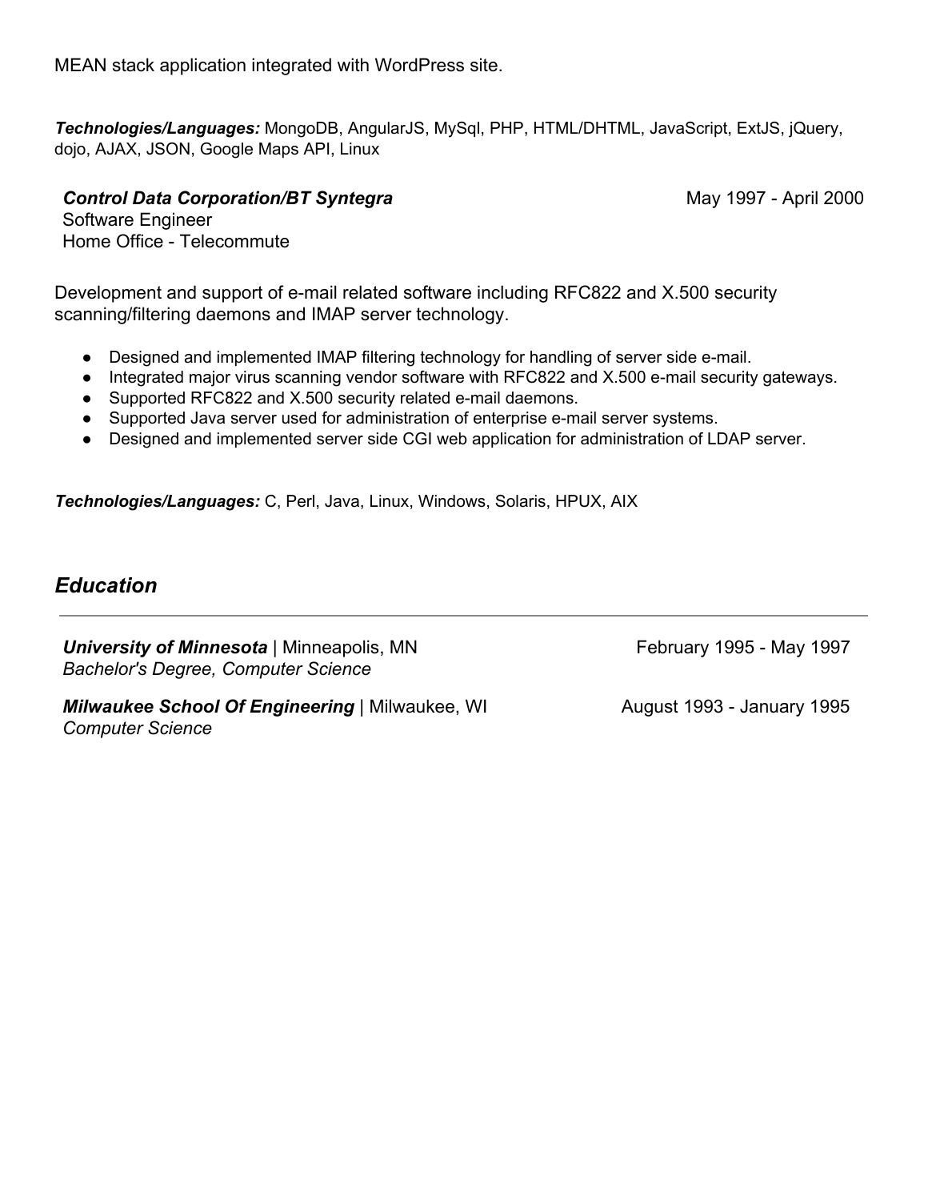MEAN stack application integrated with WordPress site.

***Technologies/Languages:*** MongoDB, AngularJS, MySql, PHP, HTML/DHTML, JavaScript, ExtJS, jQuery, dojo, AJAX, JSON, Google Maps API, Linux

***Control Data Corporation/BT Syntegra*** May 1997 - April 2000
Software Engineer
Home Office - Telecommute

Development and support of e-mail related software including RFC822 and X.500 security scanning/filtering daemons and IMAP server technology.

- Designed and implemented IMAP filtering technology for handling of server side e-mail.
- Integrated major virus scanning vendor software with RFC822 and X.500 e-mail security gateways.
- Supported RFC822 and X.500 security related e-mail daemons.
- Supported Java server used for administration of enterprise e-mail server systems.
- Designed and implemented server side CGI web application for administration of LDAP server.

***Technologies/Languages:*** C, Perl, Java, Linux, Windows, Solaris, HPUX, AIX

## *Education*

***University of Minnesota*** | Minneapolis, MN February 1995 - May 1997
*Bachelor's Degree, Computer Science*

***Milwaukee School Of Engineering*** | Milwaukee, WI August 1993 - January 1995
*Computer Science*